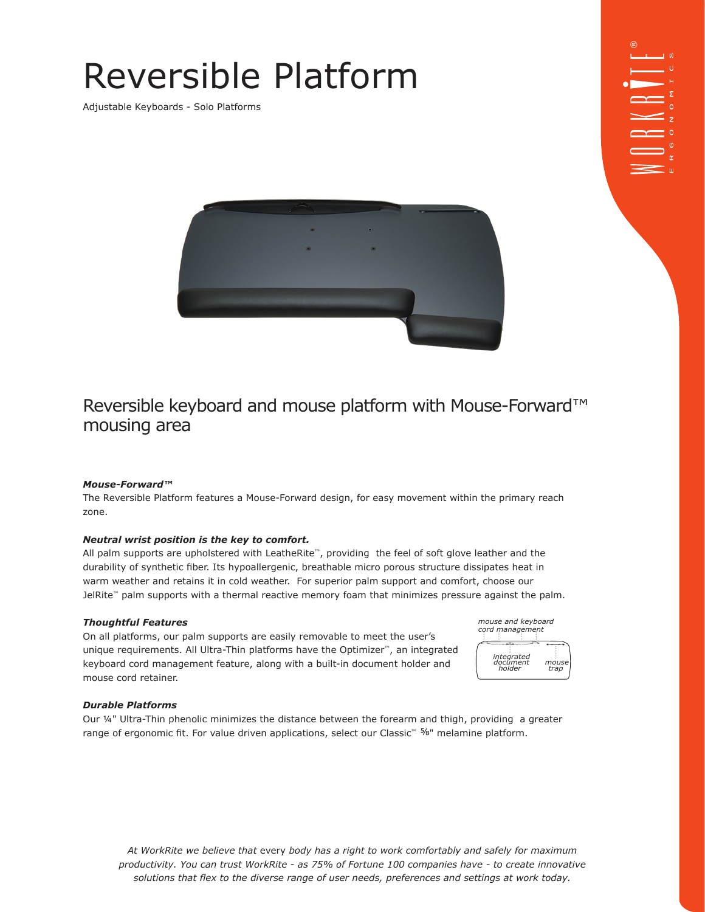# Reversible Platform

Adjustable Keyboards - Solo Platforms

## Reversible keyboard and mouse platform with Mouse-Forward™ mousing area

***Mouse-Forward™***

The Reversible Platform features a Mouse-Forward design, for easy movement within the primary reach zone.

***Neutral wrist position is the key to comfort.***

All palm supports are upholstered with LeatheRite™, providing the feel of soft glove leather and the durability of synthetic fiber. Its hypoallergenic, breathable micro porous structure dissipates heat in warm weather and retains it in cold weather. For superior palm support and comfort, choose our JelRite™ palm supports with a thermal reactive memory foam that minimizes pressure against the palm.

***Thoughtful Features***

On all platforms, our palm supports are easily removable to meet the user's unique requirements. All Ultra-Thin platforms have the Optimizer™, an integrated keyboard cord management feature, along with a built-in document holder and mouse cord retainer.

*mouse and keyboard cord management*

*integrated document holder*

*mouse trap*

***Durable Platforms***

Our ¼" Ultra-Thin phenolic minimizes the distance between the forearm and thigh, providing a greater range of ergonomic fit. For value driven applications, select our Classic™ ⅝" melamine platform.

*At WorkRite we believe that every body has a right to work comfortably and safely for maximum productivity. You can trust WorkRite - as 75% of Fortune 100 companies have - to create innovative solutions that flex to the diverse range of user needs, preferences and settings at work today.*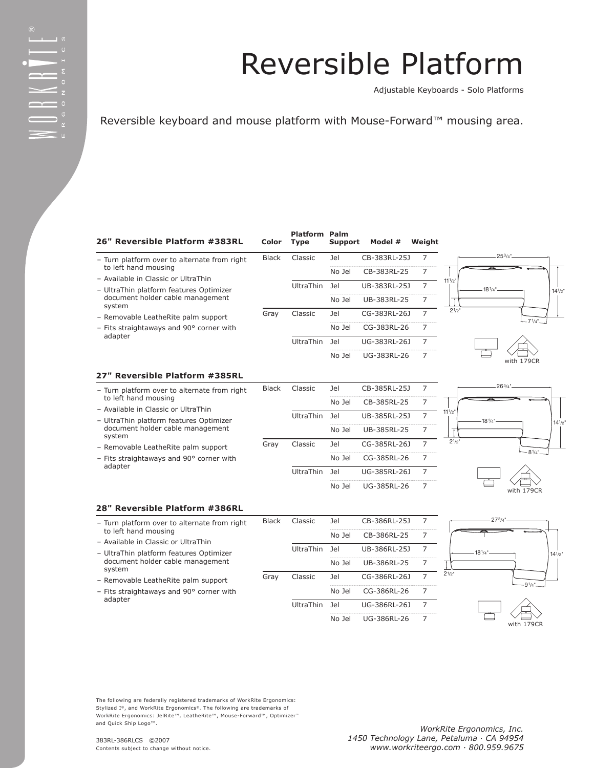# Reversible Platform

Adjustable Keyboards - Solo Platforms

Reversible keyboard and mouse platform with Mouse-Forward™ mousing area.

### 26" Reversible Platform #383RL

- Turn platform over to alternate from right to left hand mousing
- Available in Classic or UltraThin
- UltraThin platform features Optimizer document holder cable management system
- Removable LeatheRite palm support
- Fits straightaways and 90° corner with adapter

| Color | Platform Type | Palm Support | Model # | Weight |
|---|---|---|---|---|
| Black | Classic | Jel | CB-383RL-25J | 7 |
| | | No Jel | CB-383RL-25 | 7 |
| | UltraThin | Jel | UB-383RL-25J | 7 |
| | | No Jel | UB-383RL-25 | 7 |
| Gray | Classic | Jel | CG-383RL-26J | 7 |
| | | No Jel | CG-383RL-26 | 7 |
| | UltraThin | Jel | UG-383RL-26J | 7 |
| | | No Jel | UG-383RL-26 | 7 |

25 3/4"
11 1/2"
18 1/4"
14 1/2"
2 1/2"
7 1/4"
with 179CR

### 27" Reversible Platform #385RL

- Turn platform over to alternate from right to left hand mousing
- Available in Classic or UltraThin
- UltraThin platform features Optimizer document holder cable management system
- Removable LeatheRite palm support
- Fits straightaways and 90° corner with adapter

| Color | Platform Type | Palm Support | Model # | Weight |
|---|---|---|---|---|
| Black | Classic | Jel | CB-385RL-25J | 7 |
| | | No Jel | CB-385RL-25 | 7 |
| | UltraThin | Jel | UB-385RL-25J | 7 |
| | | No Jel | UB-385RL-25 | 7 |
| Gray | Classic | Jel | CG-385RL-26J | 7 |
| | | No Jel | CG-385RL-26 | 7 |
| | UltraThin | Jel | UG-385RL-26J | 7 |
| | | No Jel | UG-385RL-26 | 7 |

26 3/4"
11 1/2"
18 1/4"
14 1/2"
2 1/2"
8 1/4"
with 179CR

### 28" Reversible Platform #386RL

- Turn platform over to alternate from right to left hand mousing
- Available in Classic or UltraThin
- UltraThin platform features Optimizer document holder cable management system
- Removable LeatheRite palm support
- Fits straightaways and 90° corner with adapter

| Color | Platform Type | Palm Support | Model # | Weight |
|---|---|---|---|---|
| Black | Classic | Jel | CB-386RL-25J | 7 |
| | | No Jel | CB-386RL-25 | 7 |
| | UltraThin | Jel | UB-386RL-25J | 7 |
| | | No Jel | UB-386RL-25 | 7 |
| Gray | Classic | Jel | CG-386RL-26J | 7 |
| | | No Jel | CG-386RL-26 | 7 |
| | UltraThin | Jel | UG-386RL-26J | 7 |
| | | No Jel | UG-386RL-26 | 7 |

27 3/4"
18 1/4"
14 1/2"
2 1/2"
9 1/4"
with 179CR

The following are federally registered trademarks of WorkRite Ergonomics: Stylized I®, and WorkRite Ergonomics®. The following are trademarks of WorkRite Ergonomics: JelRite™, LeatheRite™, Mouse-Forward™, Optimizer™ and Quick Ship Logo™.

383RL-386RLCS ©2007
Contents subject to change without notice.

*WorkRite Ergonomics, Inc.*
*1450 Technology Lane, Petaluma · CA 94954*
*www.workriteergo.com · 800.959.9675*